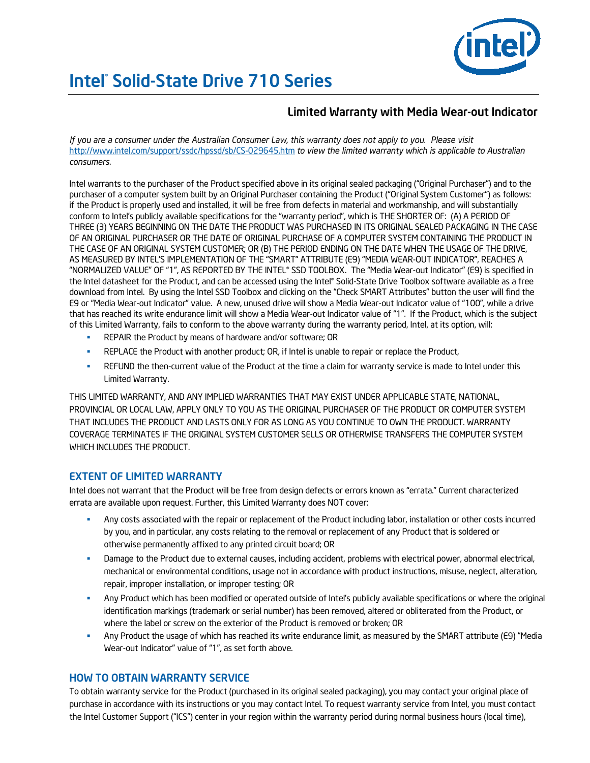# Intel® Solid-State Drive 710 Series

## Limited Warranty with Media Wear-out Indicator

*If you are a consumer under the Australian Consumer Law, this warranty does not apply to you. Please visit* http://www.intel.com/support/ssdc/hpssd/sb/CS-029645.htm *to view the limited warranty which is applicable to Australian consumers.*

Intel warrants to the purchaser of the Product specified above in its original sealed packaging ("Original Purchaser") and to the purchaser of a computer system built by an Original Purchaser containing the Product ("Original System Customer") as follows: if the Product is properly used and installed, it will be free from defects in material and workmanship, and will substantially conform to Intel's publicly available specifications for the "warranty period", which is THE SHORTER OF: (A) A PERIOD OF THREE (3) YEARS BEGINNING ON THE DATE THE PRODUCT WAS PURCHASED IN ITS ORIGINAL SEALED PACKAGING IN THE CASE OF AN ORIGINAL PURCHASER OR THE DATE OF ORIGINAL PURCHASE OF A COMPUTER SYSTEM CONTAINING THE PRODUCT IN THE CASE OF AN ORIGINAL SYSTEM CUSTOMER; OR (B) THE PERIOD ENDING ON THE DATE WHEN THE USAGE OF THE DRIVE, AS MEASURED BY INTEL'S IMPLEMENTATION OF THE "SMART" ATTRIBUTE (E9) "MEDIA WEAR-OUT INDICATOR", REACHES A "NORMALIZED VALUE" OF "1", AS REPORTED BY THE INTEL® SSD TOOLBOX. The "Media Wear-out Indicator" (E9) is specified in the Intel datasheet for the Product, and can be accessed using the Intel® Solid-State Drive Toolbox software available as a free download from Intel. By using the Intel SSD Toolbox and clicking on the "Check SMART Attributes" button the user will find the E9 or "Media Wear-out Indicator" value. A new, unused drive will show a Media Wear-out Indicator value of "100", while a drive that has reached its write endurance limit will show a Media Wear-out Indicator value of "1". If the Product, which is the subject of this Limited Warranty, fails to conform to the above warranty during the warranty period, Intel, at its option, will:

- REPAIR the Product by means of hardware and/or software; OR
- REPLACE the Product with another product; OR, if Intel is unable to repair or replace the Product,
- REFUND the then-current value of the Product at the time a claim for warranty service is made to Intel under this Limited Warranty.

THIS LIMITED WARRANTY, AND ANY IMPLIED WARRANTIES THAT MAY EXIST UNDER APPLICABLE STATE, NATIONAL, PROVINCIAL OR LOCAL LAW, APPLY ONLY TO YOU AS THE ORIGINAL PURCHASER OF THE PRODUCT OR COMPUTER SYSTEM THAT INCLUDES THE PRODUCT AND LASTS ONLY FOR AS LONG AS YOU CONTINUE TO OWN THE PRODUCT. WARRANTY COVERAGE TERMINATES IF THE ORIGINAL SYSTEM CUSTOMER SELLS OR OTHERWISE TRANSFERS THE COMPUTER SYSTEM WHICH INCLUDES THE PRODUCT.

### EXTENT OF LIMITED WARRANTY

Intel does not warrant that the Product will be free from design defects or errors known as "errata." Current characterized errata are available upon request. Further, this Limited Warranty does NOT cover:

- Any costs associated with the repair or replacement of the Product including labor, installation or other costs incurred by you, and in particular, any costs relating to the removal or replacement of any Product that is soldered or otherwise permanently affixed to any printed circuit board; OR
- Damage to the Product due to external causes, including accident, problems with electrical power, abnormal electrical, mechanical or environmental conditions, usage not in accordance with product instructions, misuse, neglect, alteration, repair, improper installation, or improper testing; OR
- Any Product which has been modified or operated outside of Intel's publicly available specifications or where the original identification markings (trademark or serial number) has been removed, altered or obliterated from the Product, or where the label or screw on the exterior of the Product is removed or broken; OR
- Any Product the usage of which has reached its write endurance limit, as measured by the SMART attribute (E9) "Media Wear-out Indicator" value of "1", as set forth above.

### HOW TO OBTAIN WARRANTY SERVICE

To obtain warranty service for the Product (purchased in its original sealed packaging), you may contact your original place of purchase in accordance with its instructions or you may contact Intel. To request warranty service from Intel, you must contact the Intel Customer Support ("ICS") center in your region within the warranty period during normal business hours (local time),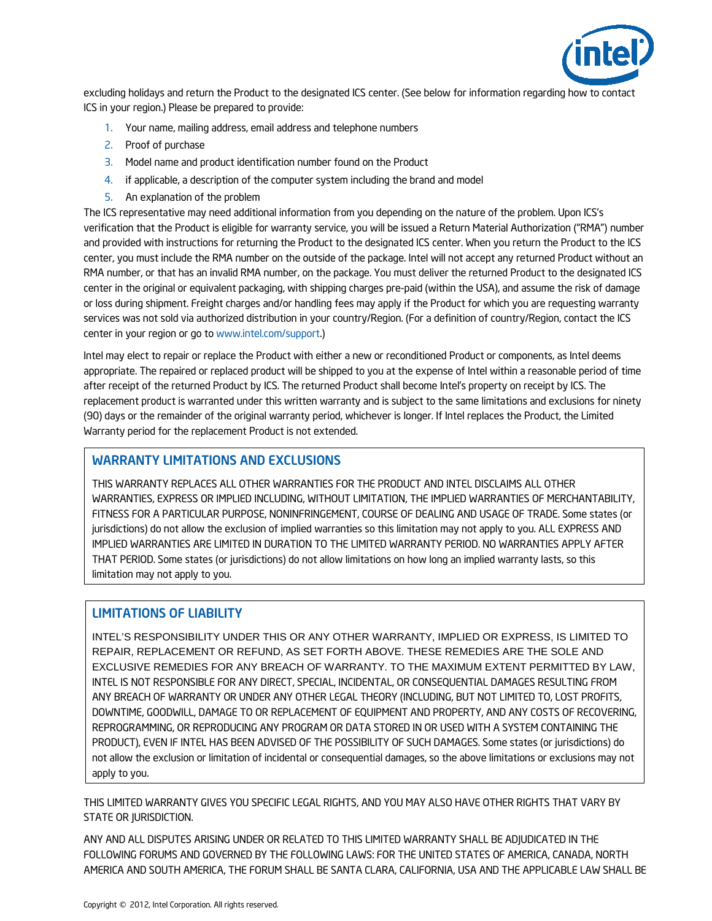excluding holidays and return the Product to the designated ICS center. (See below for information regarding how to contact ICS in your region.) Please be prepared to provide:

1. Your name, mailing address, email address and telephone numbers
2. Proof of purchase
3. Model name and product identification number found on the Product
4. if applicable, a description of the computer system including the brand and model
5. An explanation of the problem

The ICS representative may need additional information from you depending on the nature of the problem. Upon ICS's verification that the Product is eligible for warranty service, you will be issued a Return Material Authorization ("RMA") number and provided with instructions for returning the Product to the designated ICS center. When you return the Product to the ICS center, you must include the RMA number on the outside of the package. Intel will not accept any returned Product without an RMA number, or that has an invalid RMA number, on the package. You must deliver the returned Product to the designated ICS center in the original or equivalent packaging, with shipping charges pre-paid (within the USA), and assume the risk of damage or loss during shipment. Freight charges and/or handling fees may apply if the Product for which you are requesting warranty services was not sold via authorized distribution in your country/Region. (For a definition of country/Region, contact the ICS center in your region or go to www.intel.com/support.)

Intel may elect to repair or replace the Product with either a new or reconditioned Product or components, as Intel deems appropriate. The repaired or replaced product will be shipped to you at the expense of Intel within a reasonable period of time after receipt of the returned Product by ICS. The returned Product shall become Intel's property on receipt by ICS. The replacement product is warranted under this written warranty and is subject to the same limitations and exclusions for ninety (90) days or the remainder of the original warranty period, whichever is longer. If Intel replaces the Product, the Limited Warranty period for the replacement Product is not extended.

## WARRANTY LIMITATIONS AND EXCLUSIONS

THIS WARRANTY REPLACES ALL OTHER WARRANTIES FOR THE PRODUCT AND INTEL DISCLAIMS ALL OTHER WARRANTIES, EXPRESS OR IMPLIED INCLUDING, WITHOUT LIMITATION, THE IMPLIED WARRANTIES OF MERCHANTABILITY, FITNESS FOR A PARTICULAR PURPOSE, NONINFRINGEMENT, COURSE OF DEALING AND USAGE OF TRADE. Some states (or jurisdictions) do not allow the exclusion of implied warranties so this limitation may not apply to you. ALL EXPRESS AND IMPLIED WARRANTIES ARE LIMITED IN DURATION TO THE LIMITED WARRANTY PERIOD. NO WARRANTIES APPLY AFTER THAT PERIOD. Some states (or jurisdictions) do not allow limitations on how long an implied warranty lasts, so this limitation may not apply to you.

## LIMITATIONS OF LIABILITY

INTEL'S RESPONSIBILITY UNDER THIS OR ANY OTHER WARRANTY, IMPLIED OR EXPRESS, IS LIMITED TO REPAIR, REPLACEMENT OR REFUND, AS SET FORTH ABOVE. THESE REMEDIES ARE THE SOLE AND EXCLUSIVE REMEDIES FOR ANY BREACH OF WARRANTY. TO THE MAXIMUM EXTENT PERMITTED BY LAW, INTEL IS NOT RESPONSIBLE FOR ANY DIRECT, SPECIAL, INCIDENTAL, OR CONSEQUENTIAL DAMAGES RESULTING FROM ANY BREACH OF WARRANTY OR UNDER ANY OTHER LEGAL THEORY (INCLUDING, BUT NOT LIMITED TO, LOST PROFITS, DOWNTIME, GOODWILL, DAMAGE TO OR REPLACEMENT OF EQUIPMENT AND PROPERTY, AND ANY COSTS OF RECOVERING, REPROGRAMMING, OR REPRODUCING ANY PROGRAM OR DATA STORED IN OR USED WITH A SYSTEM CONTAINING THE PRODUCT), EVEN IF INTEL HAS BEEN ADVISED OF THE POSSIBILITY OF SUCH DAMAGES. Some states (or jurisdictions) do not allow the exclusion or limitation of incidental or consequential damages, so the above limitations or exclusions may not apply to you.

THIS LIMITED WARRANTY GIVES YOU SPECIFIC LEGAL RIGHTS, AND YOU MAY ALSO HAVE OTHER RIGHTS THAT VARY BY STATE OR JURISDICTION.

ANY AND ALL DISPUTES ARISING UNDER OR RELATED TO THIS LIMITED WARRANTY SHALL BE ADJUDICATED IN THE FOLLOWING FORUMS AND GOVERNED BY THE FOLLOWING LAWS: FOR THE UNITED STATES OF AMERICA, CANADA, NORTH AMERICA AND SOUTH AMERICA, THE FORUM SHALL BE SANTA CLARA, CALIFORNIA, USA AND THE APPLICABLE LAW SHALL BE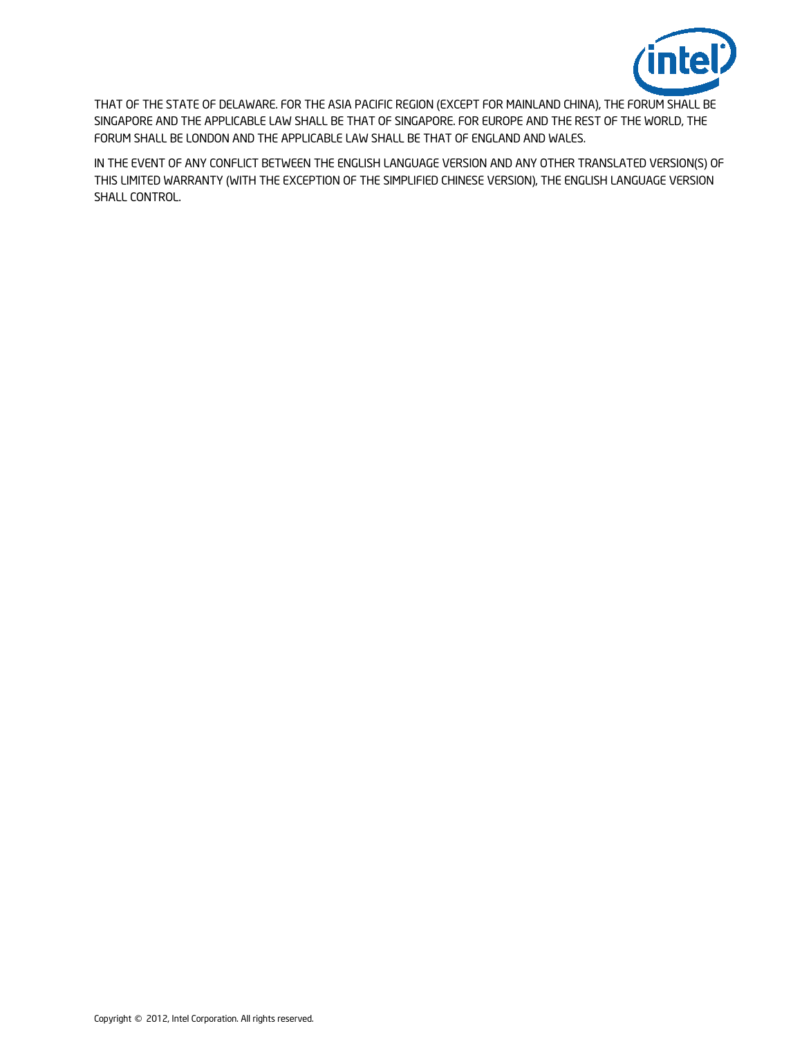THAT OF THE STATE OF DELAWARE. FOR THE ASIA PACIFIC REGION (EXCEPT FOR MAINLAND CHINA), THE FORUM SHALL BE SINGAPORE AND THE APPLICABLE LAW SHALL BE THAT OF SINGAPORE. FOR EUROPE AND THE REST OF THE WORLD, THE FORUM SHALL BE LONDON AND THE APPLICABLE LAW SHALL BE THAT OF ENGLAND AND WALES.

IN THE EVENT OF ANY CONFLICT BETWEEN THE ENGLISH LANGUAGE VERSION AND ANY OTHER TRANSLATED VERSION(S) OF THIS LIMITED WARRANTY (WITH THE EXCEPTION OF THE SIMPLIFIED CHINESE VERSION), THE ENGLISH LANGUAGE VERSION SHALL CONTROL.